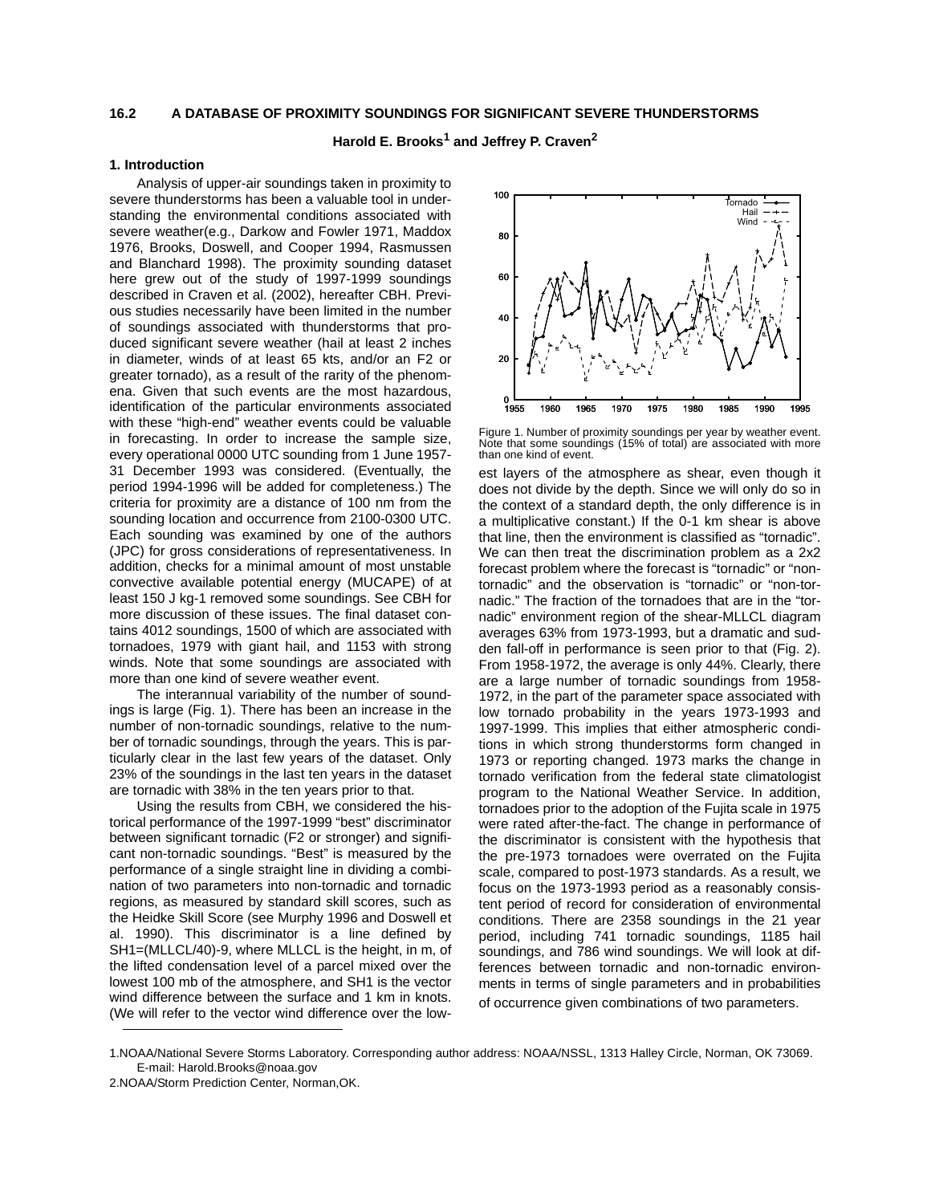# 16.2 A DATABASE OF PROXIMITY SOUNDINGS FOR SIGNIFICANT SEVERE THUNDERSTORMS

**Harold E. Brooks[1] and Jeffrey P. Craven[2]**

## 1. Introduction

Analysis of upper-air soundings taken in proximity to severe thunderstorms has been a valuable tool in understanding the environmental conditions associated with severe weather(e.g., Darkow and Fowler 1971, Maddox 1976, Brooks, Doswell, and Cooper 1994, Rasmussen and Blanchard 1998). The proximity sounding dataset here grew out of the study of 1997-1999 soundings described in Craven et al. (2002), hereafter CBH. Previous studies necessarily have been limited in the number of soundings associated with thunderstorms that produced significant severe weather (hail at least 2 inches in diameter, winds of at least 65 kts, and/or an F2 or greater tornado), as a result of the rarity of the phenomena. Given that such events are the most hazardous, identification of the particular environments associated with these "high-end" weather events could be valuable in forecasting. In order to increase the sample size, every operational 0000 UTC sounding from 1 June 1957-31 December 1993 was considered. (Eventually, the period 1994-1996 will be added for completeness.) The criteria for proximity are a distance of 100 nm from the sounding location and occurrence from 2100-0300 UTC. Each sounding was examined by one of the authors (JPC) for gross considerations of representativeness. In addition, checks for a minimal amount of most unstable convective available potential energy (MUCAPE) of at least 150 J kg-1 removed some soundings. See CBH for more discussion of these issues. The final dataset contains 4012 soundings, 1500 of which are associated with tornadoes, 1979 with giant hail, and 1153 with strong winds. Note that some soundings are associated with more than one kind of severe weather event.

The interannual variability of the number of soundings is large (Fig. 1). There has been an increase in the number of non-tornadic soundings, relative to the number of tornadic soundings, through the years. This is particularly clear in the last few years of the dataset. Only 23% of the soundings in the last ten years in the dataset are tornadic with 38% in the ten years prior to that.

Using the results from CBH, we considered the historical performance of the 1997-1999 "best" discriminator between significant tornadic (F2 or stronger) and significant non-tornadic soundings. "Best" is measured by the performance of a single straight line in dividing a combination of two parameters into non-tornadic and tornadic regions, as measured by standard skill scores, such as the Heidke Skill Score (see Murphy 1996 and Doswell et al. 1990). This discriminator is a line defined by SH1=(MLLCL/40)-9, where MLLCL is the height, in m, of the lifted condensation level of a parcel mixed over the lowest 100 mb of the atmosphere, and SH1 is the vector wind difference between the surface and 1 km in knots. (We will refer to the vector wind difference over the lowest layers of the atmosphere as shear, even though it does not divide by the depth. Since we will only do so in the context of a standard depth, the only difference is in a multiplicative constant.) If the 0-1 km shear is above that line, then the environment is classified as "tornadic". We can then treat the discrimination problem as a 2x2 forecast problem where the forecast is "tornadic" or "non-tornadic" and the observation is "tornadic" or "non-tornadic." The fraction of the tornadoes that are in the "tornadic" environment region of the shear-MLLCL diagram averages 63% from 1973-1993, but a dramatic and sudden fall-off in performance is seen prior to that (Fig. 2). From 1958-1972, the average is only 44%. Clearly, there are a large number of tornadic soundings from 1958-1972, in the part of the parameter space associated with low tornado probability in the years 1973-1993 and 1997-1999. This implies that either atmospheric conditions in which strong thunderstorms form changed in 1973 or reporting changed. 1973 marks the change in tornado verification from the federal state climatologist program to the National Weather Service. In addition, tornadoes prior to the adoption of the Fujita scale in 1975 were rated after-the-fact. The change in performance of the discriminator is consistent with the hypothesis that the pre-1973 tornadoes were overrated on the Fujita scale, compared to post-1973 standards. As a result, we focus on the 1973-1993 period as a reasonably consistent period of record for consideration of environmental conditions. There are 2358 soundings in the 21 year period, including 741 tornadic soundings, 1185 hail soundings, and 786 wind soundings. We will look at differences between tornadic and non-tornadic environments in terms of single parameters and in probabilities of occurrence given combinations of two parameters.

Figure 1. Number of proximity soundings per year by weather event. Note that some soundings (15% of total) are associated with more than one kind of event.

1.NOAA/National Severe Storms Laboratory. Corresponding author address: NOAA/NSSL, 1313 Halley Circle, Norman, OK 73069. E-mail: Harold.Brooks@noaa.gov

2.NOAA/Storm Prediction Center, Norman,OK.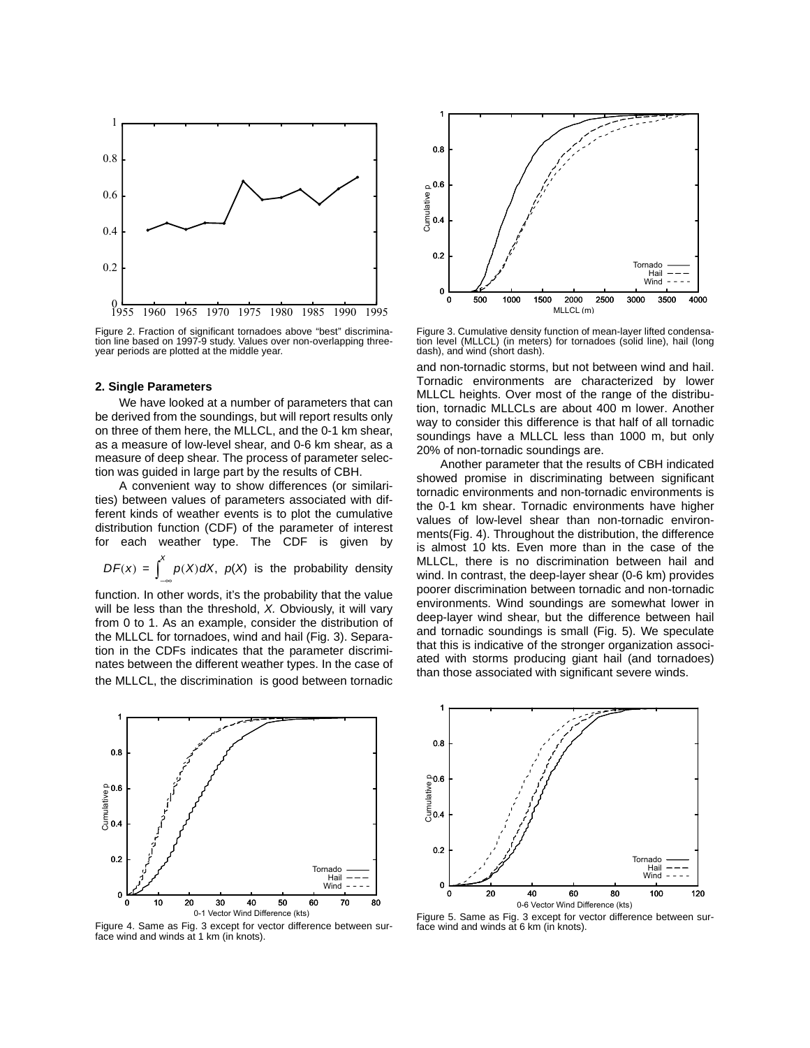Figure 2. Fraction of significant tornadoes above "best" discrimination line based on 1997-9 study. Values over non-overlapping three-year periods are plotted at the middle year.

Figure 3. Cumulative density function of mean-layer lifted condensation level (MLLCL) (in meters) for tornadoes (solid line), hail (long dash), and wind (short dash).

## 2. Single Parameters

We have looked at a number of parameters that can be derived from the soundings, but will report results only on three of them here, the MLLCL, and the 0-1 km shear, as a measure of low-level shear, and 0-6 km shear, as a measure of deep shear. The process of parameter selection was guided in large part by the results of CBH.

A convenient way to show differences (or similarities) between values of parameters associated with different kinds of weather events is to plot the cumulative distribution function (CDF) of the parameter of interest for each weather type. The CDF is given by $DF(x) = \int_{-\infty}^{x} p(X)dX$, $p(X)$ is the probability density function. In other words, it's the probability that the value will be less than the threshold, $X$. Obviously, it will vary from 0 to 1. As an example, consider the distribution of the MLLCL for tornadoes, wind and hail (Fig. 3). Separation in the CDFs indicates that the parameter discriminates between the different weather types. In the case of the MLLCL, the discrimination is good between tornadic and non-tornadic storms, but not between wind and hail. Tornadic environments are characterized by lower MLLCL heights. Over most of the range of the distribution, tornadic MLLCLs are about 400 m lower. Another way to consider this difference is that half of all tornadic soundings have a MLLCL less than 1000 m, but only 20% of non-tornadic soundings are.

Another parameter that the results of CBH indicated showed promise in discriminating between significant tornadic environments and non-tornadic environments is the 0-1 km shear. Tornadic environments have higher values of low-level shear than non-tornadic environments(Fig. 4). Throughout the distribution, the difference is almost 10 kts. Even more than in the case of the MLLCL, there is no discrimination between hail and wind. In contrast, the deep-layer shear (0-6 km) provides poorer discrimination between tornadic and non-tornadic environments. Wind soundings are somewhat lower in deep-layer wind shear, but the difference between hail and tornadic soundings is small (Fig. 5). We speculate that this is indicative of the stronger organization associated with storms producing giant hail (and tornadoes) than those associated with significant severe winds.

Figure 4. Same as Fig. 3 except for vector difference between surface wind and winds at 1 km (in knots).

Figure 5. Same as Fig. 3 except for vector difference between surface wind and winds at 6 km (in knots).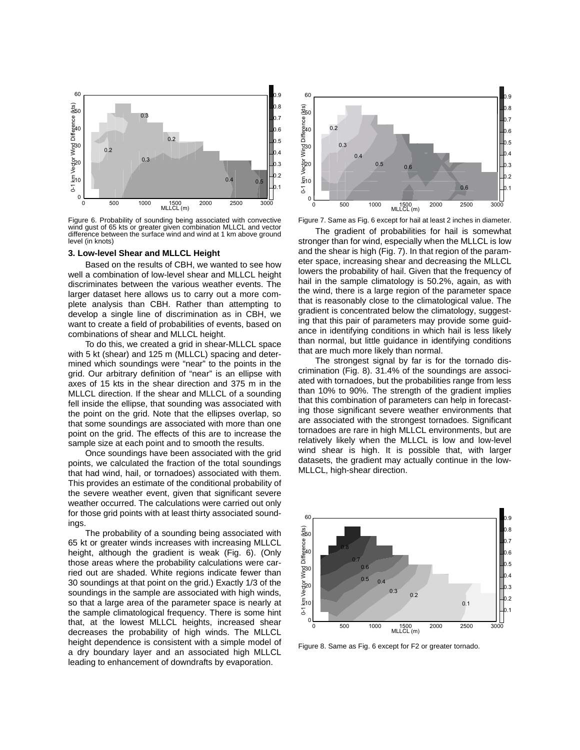Figure 6. Probability of sounding being associated with convective wind gust of 65 kts or greater given combination MLLCL and vector difference between the surface wind and wind at 1 km above ground level (in knots)

### 3. Low-level Shear and MLLCL Height

Based on the results of CBH, we wanted to see how well a combination of low-level shear and MLLCL height discriminates between the various weather events. The larger dataset here allows us to carry out a more complete analysis than CBH. Rather than attempting to develop a single line of discrimination as in CBH, we want to create a field of probabilities of events, based on combinations of shear and MLLCL height.

To do this, we created a grid in shear-MLLCL space with 5 kt (shear) and 125 m (MLLCL) spacing and determined which soundings were "near" to the points in the grid. Our arbitrary definition of "near" is an ellipse with axes of 15 kts in the shear direction and 375 m in the MLLCL direction. If the shear and MLLCL of a sounding fell inside the ellipse, that sounding was associated with the point on the grid. Note that the ellipses overlap, so that some soundings are associated with more than one point on the grid. The effects of this are to increase the sample size at each point and to smooth the results.

Once soundings have been associated with the grid points, we calculated the fraction of the total soundings that had wind, hail, or tornadoes) associated with them. This provides an estimate of the conditional probability of the severe weather event, given that significant severe weather occurred. The calculations were carried out only for those grid points with at least thirty associated soundings.

The probability of a sounding being associated with 65 kt or greater winds increases with increasing MLLCL height, although the gradient is weak (Fig. 6). (Only those areas where the probability calculations were carried out are shaded. White regions indicate fewer than 30 soundings at that point on the grid.) Exactly 1/3 of the soundings in the sample are associated with high winds, so that a large area of the parameter space is nearly at the sample climatological frequency. There is some hint that, at the lowest MLLCL heights, increased shear decreases the probability of high winds. The MLLCL height dependence is consistent with a simple model of a dry boundary layer and an associated high MLLCL leading to enhancement of downdrafts by evaporation.

Figure 7. Same as Fig. 6 except for hail at least 2 inches in diameter.

The gradient of probabilities for hail is somewhat stronger than for wind, especially when the MLLCL is low and the shear is high (Fig. 7). In that region of the parameter space, increasing shear and decreasing the MLLCL lowers the probability of hail. Given that the frequency of hail in the sample climatology is 50.2%, again, as with the wind, there is a large region of the parameter space that is reasonably close to the climatological value. The gradient is concentrated below the climatology, suggesting that this pair of parameters may provide some guidance in identifying conditions in which hail is less likely than normal, but little guidance in identifying conditions that are much more likely than normal.

The strongest signal by far is for the tornado discrimination (Fig. 8). 31.4% of the soundings are associated with tornadoes, but the probabilities range from less than 10% to 90%. The strength of the gradient implies that this combination of parameters can help in forecasting those significant severe weather environments that are associated with the strongest tornadoes. Significant tornadoes are rare in high MLLCL environments, but are relatively likely when the MLLCL is low and low-level wind shear is high. It is possible that, with larger datasets, the gradient may actually continue in the low-MLLCL, high-shear direction.

Figure 8. Same as Fig. 6 except for F2 or greater tornado.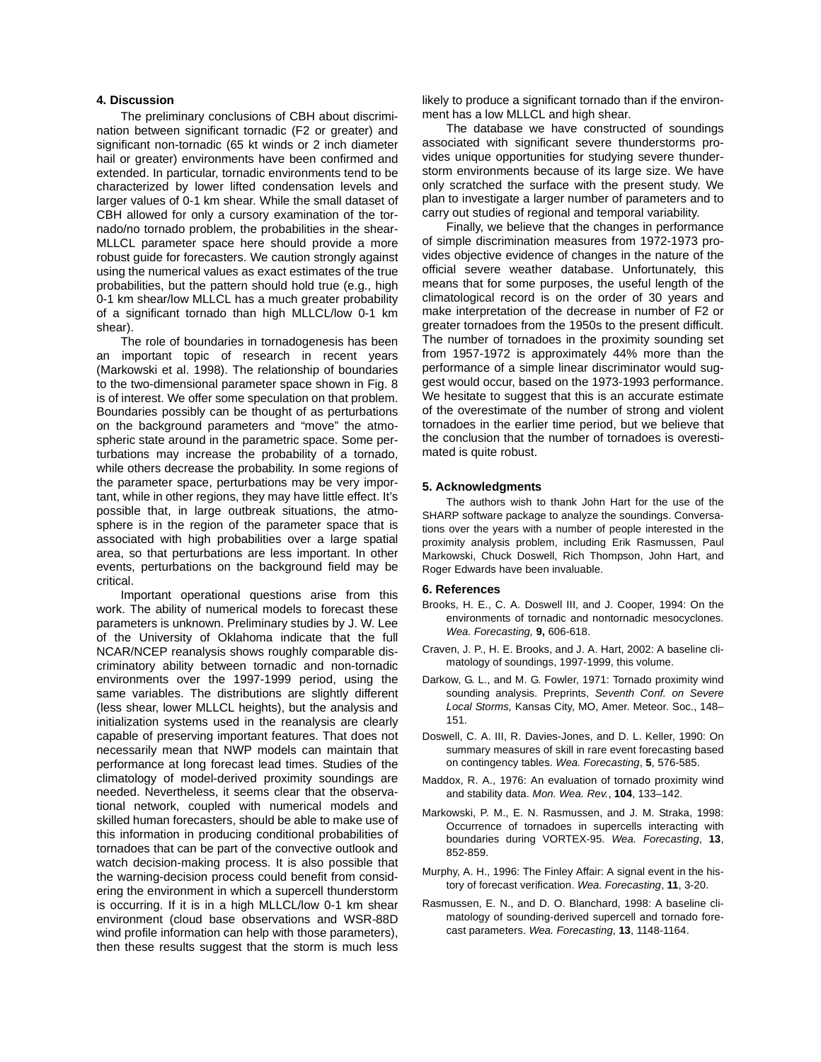## 4. Discussion

The preliminary conclusions of CBH about discrimination between significant tornadic (F2 or greater) and significant non-tornadic (65 kt winds or 2 inch diameter hail or greater) environments have been confirmed and extended. In particular, tornadic environments tend to be characterized by lower lifted condensation levels and larger values of 0-1 km shear. While the small dataset of CBH allowed for only a cursory examination of the tornado/no tornado problem, the probabilities in the shear-MLLCL parameter space here should provide a more robust guide for forecasters. We caution strongly against using the numerical values as exact estimates of the true probabilities, but the pattern should hold true (e.g., high 0-1 km shear/low MLLCL has a much greater probability of a significant tornado than high MLLCL/low 0-1 km shear).

The role of boundaries in tornadogenesis has been an important topic of research in recent years (Markowski et al. 1998). The relationship of boundaries to the two-dimensional parameter space shown in Fig. 8 is of interest. We offer some speculation on that problem. Boundaries possibly can be thought of as perturbations on the background parameters and "move" the atmospheric state around in the parametric space. Some perturbations may increase the probability of a tornado, while others decrease the probability. In some regions of the parameter space, perturbations may be very important, while in other regions, they may have little effect. It's possible that, in large outbreak situations, the atmosphere is in the region of the parameter space that is associated with high probabilities over a large spatial area, so that perturbations are less important. In other events, perturbations on the background field may be critical.

Important operational questions arise from this work. The ability of numerical models to forecast these parameters is unknown. Preliminary studies by J. W. Lee of the University of Oklahoma indicate that the full NCAR/NCEP reanalysis shows roughly comparable discriminatory ability between tornadic and non-tornadic environments over the 1997-1999 period, using the same variables. The distributions are slightly different (less shear, lower MLLCL heights), but the analysis and initialization systems used in the reanalysis are clearly capable of preserving important features. That does not necessarily mean that NWP models can maintain that performance at long forecast lead times. Studies of the climatology of model-derived proximity soundings are needed. Nevertheless, it seems clear that the observational network, coupled with numerical models and skilled human forecasters, should be able to make use of this information in producing conditional probabilities of tornadoes that can be part of the convective outlook and watch decision-making process. It is also possible that the warning-decision process could benefit from considering the environment in which a supercell thunderstorm is occurring. If it is in a high MLLCL/low 0-1 km shear environment (cloud base observations and WSR-88D wind profile information can help with those parameters), then these results suggest that the storm is much less likely to produce a significant tornado than if the environment has a low MLLCL and high shear.

The database we have constructed of soundings associated with significant severe thunderstorms provides unique opportunities for studying severe thunderstorm environments because of its large size. We have only scratched the surface with the present study. We plan to investigate a larger number of parameters and to carry out studies of regional and temporal variability.

Finally, we believe that the changes in performance of simple discrimination measures from 1972-1973 provides objective evidence of changes in the nature of the official severe weather database. Unfortunately, this means that for some purposes, the useful length of the climatological record is on the order of 30 years and make interpretation of the decrease in number of F2 or greater tornadoes from the 1950s to the present difficult. The number of tornadoes in the proximity sounding set from 1957-1972 is approximately 44% more than the performance of a simple linear discriminator would suggest would occur, based on the 1973-1993 performance. We hesitate to suggest that this is an accurate estimate of the overestimate of the number of strong and violent tornadoes in the earlier time period, but we believe that the conclusion that the number of tornadoes is overestimated is quite robust.

## 5. Acknowledgments

The authors wish to thank John Hart for the use of the SHARP software package to analyze the soundings. Conversations over the years with a number of people interested in the proximity analysis problem, including Erik Rasmussen, Paul Markowski, Chuck Doswell, Rich Thompson, John Hart, and Roger Edwards have been invaluable.

## 6. References

Brooks, H. E., C. A. Doswell III, and J. Cooper, 1994: On the environments of tornadic and nontornadic mesocyclones. *Wea. Forecasting,* **9,** 606-618.

Craven, J. P., H. E. Brooks, and J. A. Hart, 2002: A baseline climatology of soundings, 1997-1999, this volume.

Darkow, G. L., and M. G. Fowler, 1971: Tornado proximity wind sounding analysis. Preprints, *Seventh Conf. on Severe Local Storms,* Kansas City, MO, Amer. Meteor. Soc., 148–151.

Doswell, C. A. III, R. Davies-Jones, and D. L. Keller, 1990: On summary measures of skill in rare event forecasting based on contingency tables. *Wea. Forecasting*, **5**, 576-585.

Maddox, R. A., 1976: An evaluation of tornado proximity wind and stability data. *Mon. Wea. Rev.*, **104**, 133–142.

Markowski, P. M., E. N. Rasmussen, and J. M. Straka, 1998: Occurrence of tornadoes in supercells interacting with boundaries during VORTEX-95. *Wea. Forecasting*, **13**, 852-859.

Murphy, A. H., 1996: The Finley Affair: A signal event in the history of forecast verification. *Wea. Forecasting*, **11**, 3-20.

Rasmussen, E. N., and D. O. Blanchard, 1998: A baseline climatology of sounding-derived supercell and tornado forecast parameters. *Wea. Forecasting*, **13**, 1148-1164.